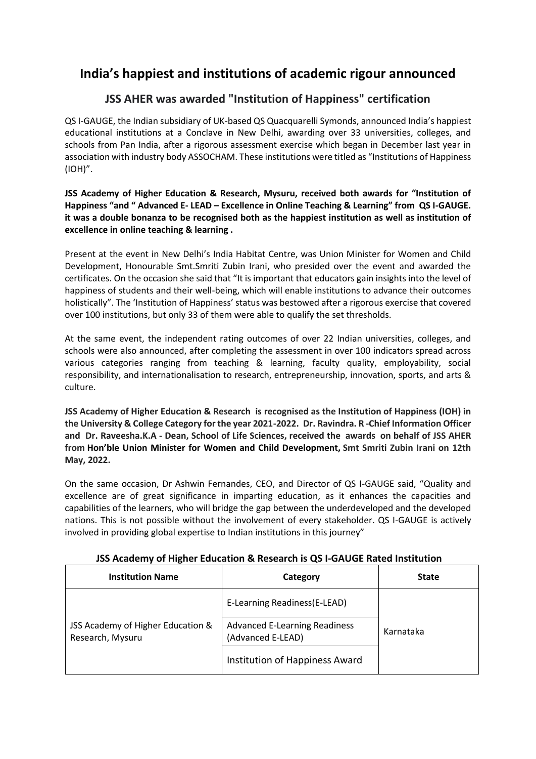# India's happiest and institutions of academic rigour announced

## JSS AHER was awarded "Institution of Happiness" certification

QS I-GAUGE, the Indian subsidiary of UK-based QS Quacquarelli Symonds, announced India's happiest educational institutions at a Conclave in New Delhi, awarding over 33 universities, colleges, and schools from Pan India, after a rigorous assessment exercise which began in December last year in association with industry body ASSOCHAM. These institutions were titled as "Institutions of Happiness (IOH)".

**JSS Academy of Higher Education & Research, Mysuru, received both awards for "Institution of Happiness "and " Advanced E- LEAD – Excellence in Online Teaching & Learning" from QS I-GAUGE. it was a double bonanza to be recognised both as the happiest institution as well as institution of excellence in online teaching & learning .**

Present at the event in New Delhi's India Habitat Centre, was Union Minister for Women and Child Development, Honourable Smt.Smriti Zubin Irani, who presided over the event and awarded the certificates. On the occasion she said that "It is important that educators gain insights into the level of happiness of students and their well-being, which will enable institutions to advance their outcomes holistically". The 'Institution of Happiness' status was bestowed after a rigorous exercise that covered over 100 institutions, but only 33 of them were able to qualify the set thresholds.

At the same event, the independent rating outcomes of over 22 Indian universities, colleges, and schools were also announced, after completing the assessment in over 100 indicators spread across various categories ranging from teaching & learning, faculty quality, employability, social responsibility, and internationalisation to research, entrepreneurship, innovation, sports, and arts & culture.

**JSS Academy of Higher Education & Research is recognised as the Institution of Happiness (IOH) in the University & College Category for the year 2021-2022. Dr. Ravindra. R -Chief Information Officer and Dr. Raveesha.K.A - Dean, School of Life Sciences, received the awards on behalf of JSS AHER from Hon'ble Union Minister for Women and Child Development, Smt Smriti Zubin Irani on 12th May, 2022.**

On the same occasion, Dr Ashwin Fernandes, CEO, and Director of QS I-GAUGE said, "Quality and excellence are of great significance in imparting education, as it enhances the capacities and capabilities of the learners, who will bridge the gap between the underdeveloped and the developed nations. This is not possible without the involvement of every stakeholder. QS I-GAUGE is actively involved in providing global expertise to Indian institutions in this journey"

**JSS Academy of Higher Education & Research is QS I-GAUGE Rated Institution**

| Institution Name | Category | State |
|---|---|---|
| JSS Academy of Higher Education & Research, Mysuru | E-Learning Readiness(E-LEAD) | Karnataka |
| | Advanced E-Learning Readiness (Advanced E-LEAD) | |
| | Institution of Happiness Award | |